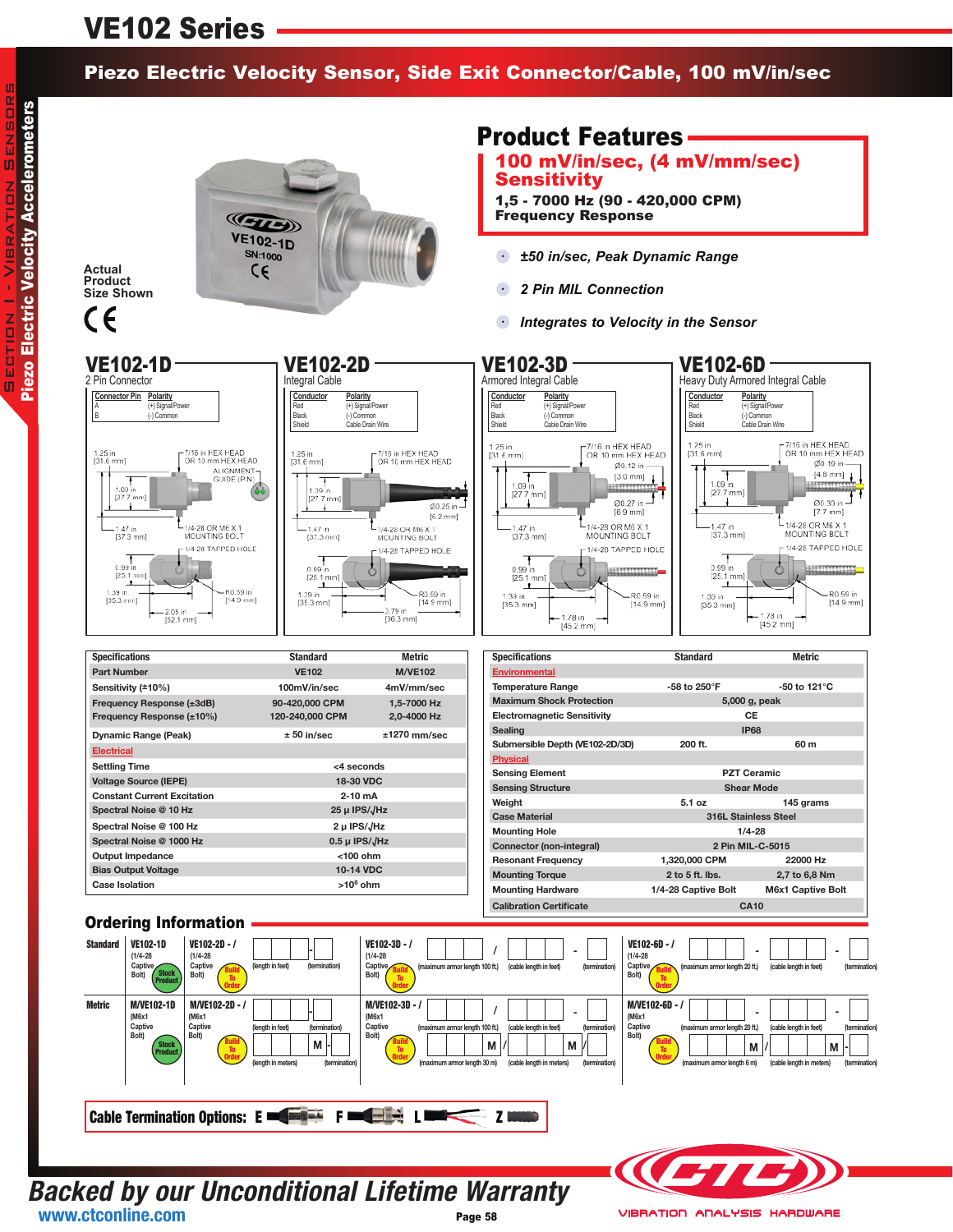# VE102 Series

## Piezo Electric Velocity Sensor, Side Exit Connector/Cable, 100 mV/in/sec

Actual Product Size Shown

## Product Features

**100 mV/in/sec, (4 mV/mm/sec) Sensitivity**

**1,5 - 7000 Hz (90 - 420,000 CPM) Frequency Response**

- *±50 in/sec, Peak Dynamic Range*
- *2 Pin MIL Connection*
- *Integrates to Velocity in the Sensor*

### VE102-1D
2 Pin Connector

| Connector Pin | Polarity |
|---|---|
| A | (+) Signal/Power |
| B | (-) Common |

1.25 in [31.6 mm]; 7/16 in HEX HEAD OR 10 mm HEX HEAD; ALIGNMENT GUIDE (PIN); 1.09 in [27.7 mm]; 1.47 in [37.3 mm]; 1/4-28 OR M6 X 1 MOUNTING BOLT; 1/4 28 TAPPED HOLE; 0.99 in [25.1 mm]; 1.39 in [35.3 mm]; R0.59 in [14.9 mm]; 2.05 in [52.1 mm]

### VE102-2D
Integral Cable

| Conductor | Polarity |
|---|---|
| Red | (+) Signal/Power |
| Black | (-) Common |
| Shield | Cable Drain Wire |

1.25 in [31.6 mm]; 7/16 in HEX HEAD OR 10 mm HEX HEAD; 1.09 in [27.7 mm]; Ø0.25 in [6.2 mm]; 1.47 in [37.3 mm]; 1/4-28 OR M6 X 1 MOUNTING BOLT; 1/4-28 TAPPED HOLE; 0.99 in [25.1 mm]; 1.39 in [35.3 mm]; R0.59 in [14.9 mm]; 3.79 in [96.3 mm]

### VE102-3D
Armored Integral Cable

| Conductor | Polarity |
|---|---|
| Red | (+) Signal/Power |
| Black | (-) Common |
| Shield | Cable Drain Wire |

1.25 in [31.6 mm]; 7/16 in HEX HEAD OR 10 mm HEX HEAD; Ø0.12 in [3.0 mm]; 1.09 in [27.7 mm]; Ø0.27 in [6.9 mm]; 1.47 in [37.3 mm]; 1/4-28 OR M6 X 1 MOUNTING BOLT; 1/4-28 TAPPED HOLE; 0.99 in [25.1 mm]; 1.39 in [35.3 mm]; R0.59 in [14.9 mm]; 1.78 in [45.2 mm]

### VE102-6D
Heavy Duty Armored Integral Cable

| Conductor | Polarity |
|---|---|
| Red | (+) Signal/Power |
| Black | (-) Common |
| Shield | Cable Drain Wire |

1.25 in [31.6 mm]; 7/16 in HEX HEAD OR 10 mm HEX HEAD; Ø0.19 in [4.8 mm]; 1.09 in [27.7 mm]; Ø0.30 in [7.7 mm]; 1.47 in [37.3 mm]; 1/4-28 OR M6 X 1 MOUNTING BOLT; 1/4-28 TAPPED HOLE; 0.99 in [25.1 mm]; 1.39 in [35.3 mm]; R0.59 in [14.9 mm]; 1.78 in [45.2 mm]

| Specifications | Standard | Metric |
|---|---|---|
| Part Number | VE102 | M/VE102 |
| Sensitivity (±10%) | 100mV/in/sec | 4mV/mm/sec |
| Frequency Response (±3dB) | 90-420,000 CPM | 1,5-7000 Hz |
| Frequency Response (±10%) | 120-240,000 CPM | 2,0-4000 Hz |
| Dynamic Range (Peak) | ± 50 in/sec | ±1270 mm/sec |
| **Electrical** | | |
| Settling Time | <4 seconds | |
| Voltage Source (IEPE) | 18-30 VDC | |
| Constant Current Excitation | 2-10 mA | |
| Spectral Noise @ 10 Hz | 25 µ IPS/√Hz | |
| Spectral Noise @ 100 Hz | 2 µ IPS/√Hz | |
| Spectral Noise @ 1000 Hz | 0.5 µ IPS/√Hz | |
| Output Impedance | <100 ohm | |
| Bias Output Voltage | 10-14 VDC | |
| Case Isolation | >10⁸ ohm | |

| Specifications | Standard | Metric |
|---|---|---|
| **Environmental** | | |
| Temperature Range | -58 to 250°F | -50 to 121°C |
| Maximum Shock Protection | 5,000 g, peak | |
| Electromagnetic Sensitivity | CE | |
| Sealing | IP68 | |
| Submersible Depth (VE102-2D/3D) | 200 ft. | 60 m |
| **Physical** | | |
| Sensing Element | PZT Ceramic | |
| Sensing Structure | Shear Mode | |
| Weight | 5.1 oz | 145 grams |
| Case Material | 316L Stainless Steel | |
| Mounting Hole | 1/4-28 | |
| Connector (non-integral) | 2 Pin MIL-C-5015 | |
| Resonant Frequency | 1,320,000 CPM | 22000 Hz |
| Mounting Torque | 2 to 5 ft. lbs. | 2,7 to 6,8 Nm |
| Mounting Hardware | 1/4-28 Captive Bolt | M6x1 Captive Bolt |
| Calibration Certificate | CA10 | |

## Ordering Information

**Standard**

- VE102-1D (1/4-28 Captive Bolt) — Stock Product
- VE102-2D - / ☐☐☐ (length in feet) - ☐ (termination) (1/4-28 Captive Bolt) — Build To Order
- VE102-3D - / ☐☐☐ (maximum armor length 100 ft.) / ☐☐☐ (cable length in feet) - ☐ (termination) (1/4-28 Captive Bolt) — Build To Order
- VE102-6D - / ☐☐ (maximum armor length 20 ft.) - ☐☐☐ (cable length in feet) - ☐ (termination) (1/4-28 Captive Bolt) — Build To Order

**Metric**

- M/VE102-1D (M6x1 Captive Bolt) — Stock Product
- M/VE102-2D - / ☐☐☐ (length in feet) - ☐ (termination); ☐☐☐ M (length in meters) - ☐ (termination) (M6x1 Captive Bolt) — Build To Order
- M/VE102-3D - / ☐☐☐ (maximum armor length 100 ft.) / ☐☐☐ (cable length in feet) - ☐ (termination); ☐☐☐ M (maximum armor length 30 m) / ☐☐☐ M (cable length in meters) - ☐ (termination) (M6x1 Captive Bolt) — Build To Order
- M/VE102-6D - / ☐☐ (maximum armor length 20 ft.) - ☐☐☐ (cable length in feet) - ☐ (termination); ☐☐☐ M (maximum armor length 6 m) / ☐☐☐ M (cable length in meters) - ☐ (termination) (M6x1 Captive Bolt) — Build To Order

**Cable Termination Options:** E F L Z

*Backed by our Unconditional Lifetime Warranty*

www.ctconline.com

VIBRATION ANALYSIS HARDWARE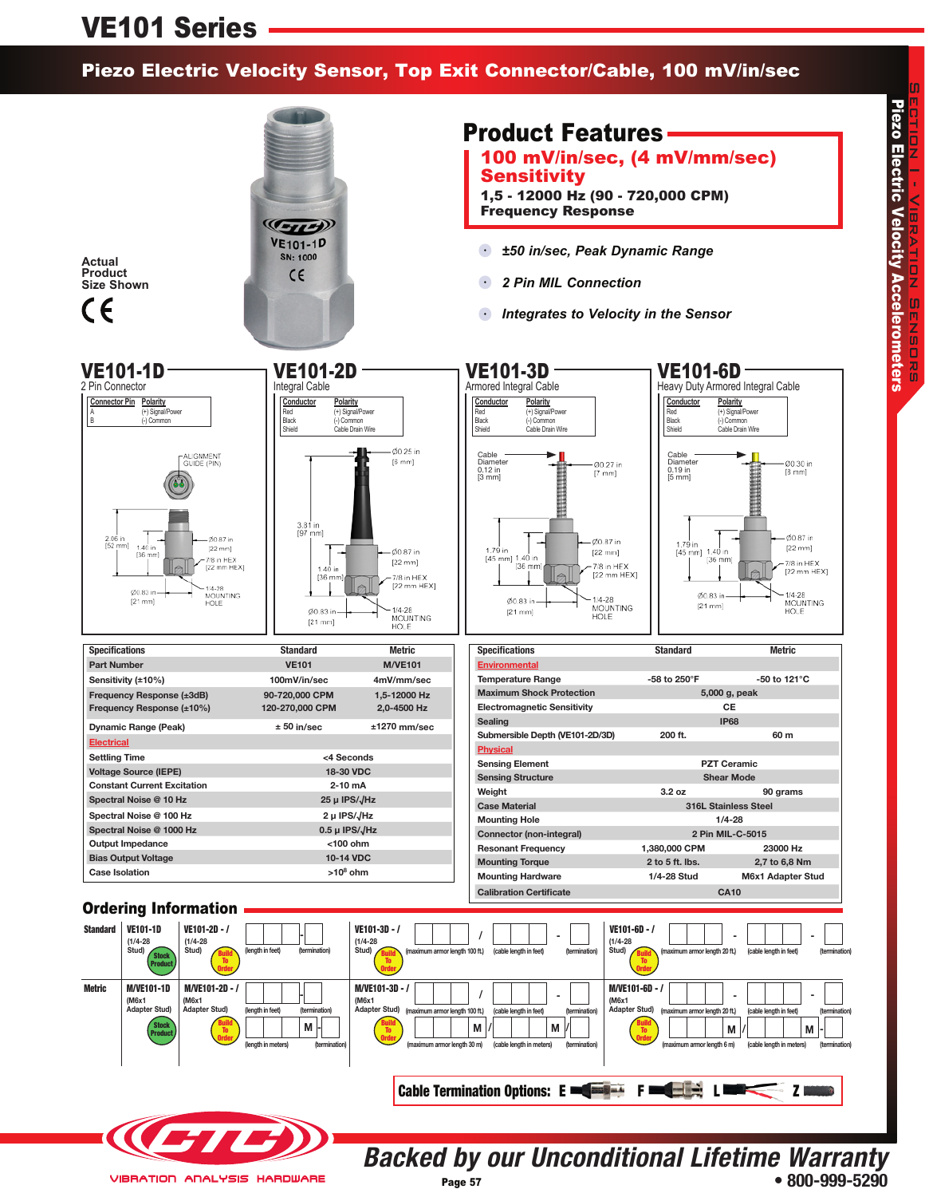# VE101 Series

## Piezo Electric Velocity Sensor, Top Exit Connector/Cable, 100 mV/in/sec

Actual Product Size Shown

## Product Features

**100 mV/in/sec, (4 mV/mm/sec) Sensitivity**

**1,5 - 12000 Hz (90 - 720,000 CPM) Frequency Response**

- *±50 in/sec, Peak Dynamic Range*
- *2 Pin MIL Connection*
- *Integrates to Velocity in the Sensor*

### VE101-1D

2 Pin Connector

| Connector Pin | Polarity |
|---|---|
| A | (+) Signal/Power |
| B | (-) Common |

ALIGNMENT GUIDE (PIN)
2.06 in [52 mm]
1.40 in [36 mm]
Ø0.87 in [22 mm]
7/8 in HEX [22 mm HEX]
Ø0.83 in [21 mm]
1/4-28 MOUNTING HOLE

### VE101-2D

Integral Cable

| Conductor | Polarity |
|---|---|
| Red | (+) Signal/Power |
| Black | (-) Common |
| Shield | Cable Drain Wire |

Ø0.25 in [6 mm]
3.81 in [97 mm]
1.40 in [36 mm]
Ø0.87 in [22 mm]
7/8 in HEX [22 mm HEX]
Ø0.83 in [21 mm]
1/4-28 MOUNTING HOLE

### VE101-3D

Armored Integral Cable

| Conductor | Polarity |
|---|---|
| Red | (+) Signal/Power |
| Black | (-) Common |
| Shield | Cable Drain Wire |

Cable Diameter 0.12 in [3 mm]
Ø0.27 in [7 mm]
1.79 in [45 mm]
1.40 in [36 mm]
Ø0.87 in [22 mm]
7/8 in HEX [22 mm HEX]
Ø0.83 in [21 mm]
1/4-28 MOUNTING HOLE

### VE101-6D

Heavy Duty Armored Integral Cable

| Conductor | Polarity |
|---|---|
| Red | (+) Signal/Power |
| Black | (-) Common |
| Shield | Cable Drain Wire |

Cable Diameter 0.19 in [5 mm]
Ø0.30 in [8 mm]
1.79 in [45 mm]
1.40 in [36 mm]
Ø0.87 in [22 mm]
7/8 in HEX [22 mm HEX]
Ø0.83 in [21 mm]
1/4-28 MOUNTING HOLE

| Specifications | Standard | Metric |
|---|---|---|
| Part Number | VE101 | M/VE101 |
| Sensitivity (±10%) | 100mV/in/sec | 4mV/mm/sec |
| Frequency Response (±3dB) | 90-720,000 CPM | 1,5-12000 Hz |
| Frequency Response (±10%) | 120-270,000 CPM | 2,0-4500 Hz |
| Dynamic Range (Peak) | ± 50 in/sec | ±1270 mm/sec |
| **Electrical** | | |
| Settling Time | <4 Seconds | |
| Voltage Source (IEPE) | 18-30 VDC | |
| Constant Current Excitation | 2-10 mA | |
| Spectral Noise @ 10 Hz | 25 µ IPS/√Hz | |
| Spectral Noise @ 100 Hz | 2 µ IPS/√Hz | |
| Spectral Noise @ 1000 Hz | 0.5 µ IPS/√Hz | |
| Output Impedance | <100 ohm | |
| Bias Output Voltage | 10-14 VDC | |
| Case Isolation | >10⁸ ohm | |

| Specifications | Standard | Metric |
|---|---|---|
| **Environmental** | | |
| Temperature Range | -58 to 250°F | -50 to 121°C |
| Maximum Shock Protection | 5,000 g, peak | |
| Electromagnetic Sensitivity | CE | |
| Sealing | IP68 | |
| Submersible Depth (VE101-2D/3D) | 200 ft. | 60 m |
| **Physical** | | |
| Sensing Element | PZT Ceramic | |
| Sensing Structure | Shear Mode | |
| Weight | 3.2 oz | 90 grams |
| Case Material | 316L Stainless Steel | |
| Mounting Hole | 1/4-28 | |
| Connector (non-integral) | 2 Pin MIL-C-5015 | |
| Resonant Frequency | 1,380,000 CPM | 23000 Hz |
| Mounting Torque | 2 to 5 ft. lbs. | 2,7 to 6,8 Nm |
| Mounting Hardware | 1/4-28 Stud | M6x1 Adapter Stud |
| Calibration Certificate | CA10 | |

## Ordering Information

| | VE101-1D | VE101-2D | VE101-3D | VE101-6D |
|---|---|---|---|---|
| **Standard** | VE101-1D (1/4-28 Stud) Stock Product | VE101-2D - / ___ - ___ (1/4-28 Stud) Build To Order (length in feet) (termination) | VE101-3D - / ___ / ___ - ___ (1/4-28 Stud) Build To Order (maximum armor length 100 ft.) (cable length in feet) (termination) | VE101-6D - / ___ - ___ - ___ (1/4-28 Stud) Build To Order (maximum armor length 20 ft.) (cable length in feet) (termination) |
| **Metric** | M/VE101-1D (M6x1 Adapter Stud) Stock Product | M/VE101-2D - / ___ - ___ (M6x1 Adapter Stud) Build To Order (length in feet) (termination); ___ M / ___ (length in meters) (termination) | M/VE101-3D - / ___ / ___ - ___ (M6x1 Adapter Stud) Build To Order (maximum armor length 100 ft.) (cable length in feet) (termination); ___ M / ___ M / ___ (maximum armor length 30 m) (cable length in meters) (termination) | M/VE101-6D - / ___ - ___ - ___ (M6x1 Adapter Stud) Build To Order (maximum armor length 20 ft.) (cable length in feet) (termination); ___ M / ___ M - ___ (maximum armor length 6 m) (cable length in meters) (termination) |

**Cable Termination Options: E F L Z**

**Backed by our Unconditional Lifetime Warranty**

• 800-999-5290